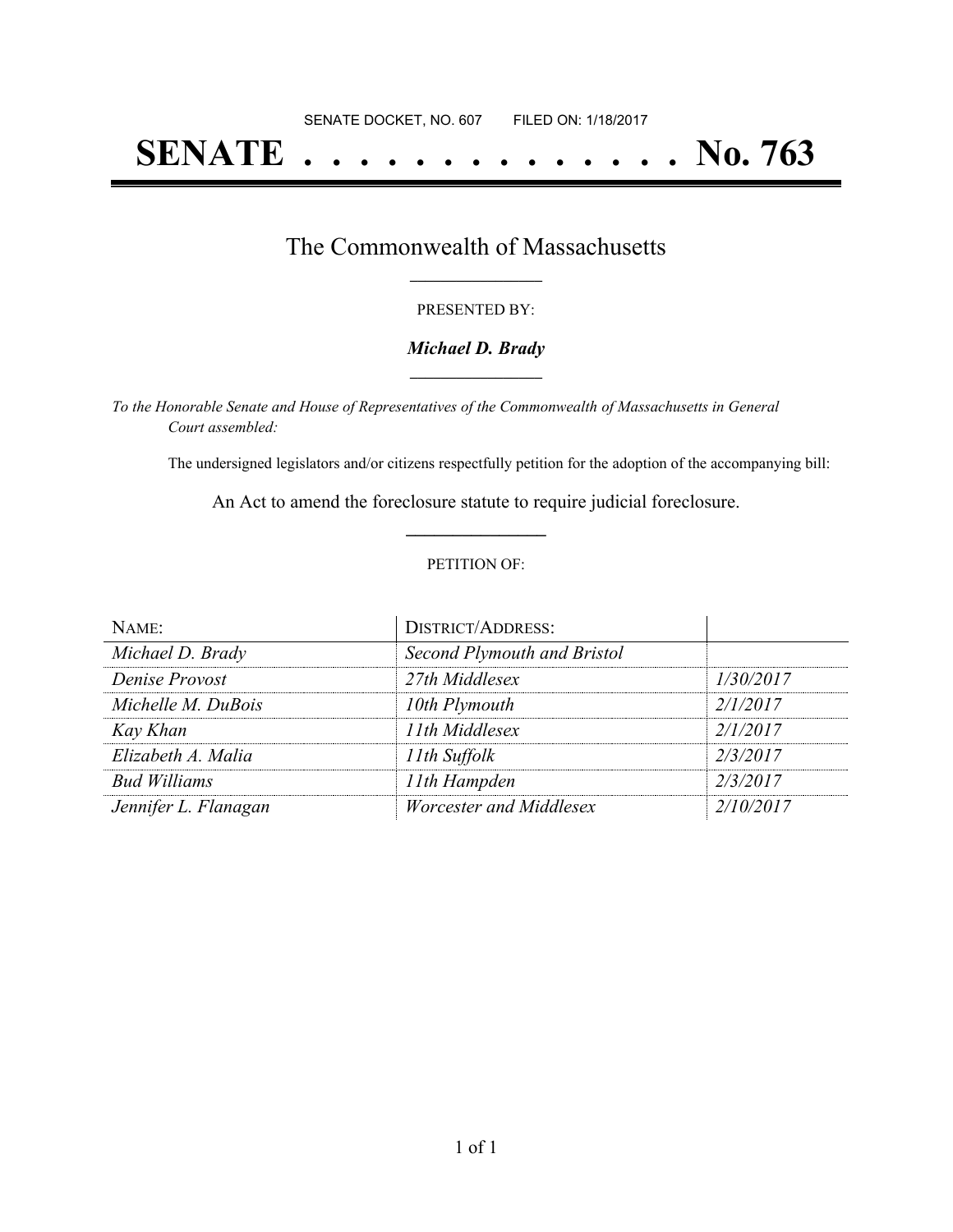SENATE DOCKET, NO. 607        FILED ON: 1/18/2017

# SENATE . . . . . . . . . . . . . . . No. 763

## The Commonwealth of Massachusetts

PRESENTED BY:

***Michael D. Brady***

*To the Honorable Senate and House of Representatives of the Commonwealth of Massachusetts in General Court assembled:*

The undersigned legislators and/or citizens respectfully petition for the adoption of the accompanying bill:

An Act to amend the foreclosure statute to require judicial foreclosure.

PETITION OF:

| NAME: | DISTRICT/ADDRESS: | |
|---|---|---|
| *Michael D. Brady* | *Second Plymouth and Bristol* | |
| *Denise Provost* | *27th Middlesex* | *1/30/2017* |
| *Michelle M. DuBois* | *10th Plymouth* | *2/1/2017* |
| *Kay Khan* | *11th Middlesex* | *2/1/2017* |
| *Elizabeth A. Malia* | *11th Suffolk* | *2/3/2017* |
| *Bud Williams* | *11th Hampden* | *2/3/2017* |
| *Jennifer L. Flanagan* | *Worcester and Middlesex* | *2/10/2017* |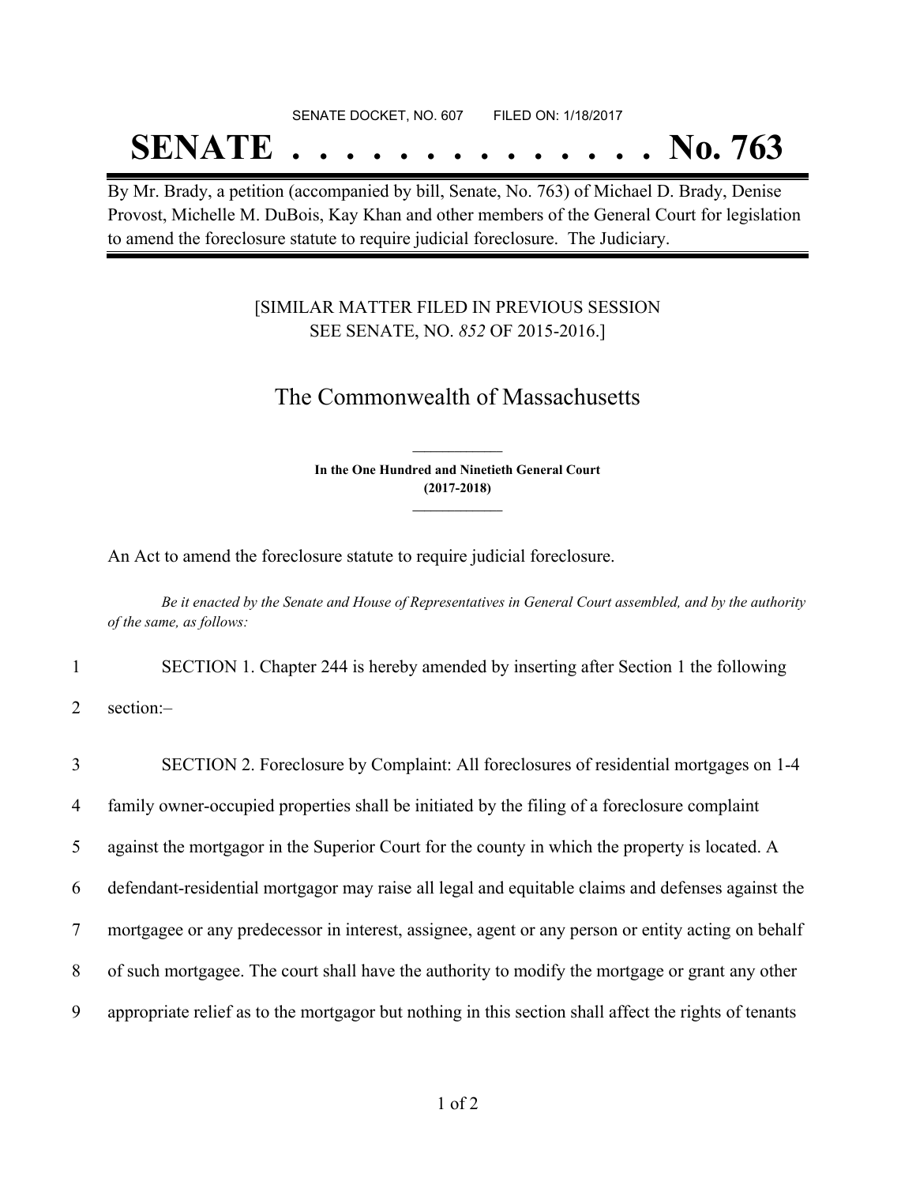SENATE DOCKET, NO. 607        FILED ON: 1/18/2017

# SENATE . . . . . . . . . . . . . . No. 763

By Mr. Brady, a petition (accompanied by bill, Senate, No. 763) of Michael D. Brady, Denise Provost, Michelle M. DuBois, Kay Khan and other members of the General Court for legislation to amend the foreclosure statute to require judicial foreclosure. The Judiciary.

[SIMILAR MATTER FILED IN PREVIOUS SESSION
SEE SENATE, NO. *852* OF 2015-2016.]

## The Commonwealth of Massachusetts

**In the One Hundred and Ninetieth General Court**
**(2017-2018)**

An Act to amend the foreclosure statute to require judicial foreclosure.

*Be it enacted by the Senate and House of Representatives in General Court assembled, and by the authority of the same, as follows:*

1 SECTION 1. Chapter 244 is hereby amended by inserting after Section 1 the following
2 section:–

3 SECTION 2. Foreclosure by Complaint: All foreclosures of residential mortgages on 1-4
4 family owner-occupied properties shall be initiated by the filing of a foreclosure complaint
5 against the mortgagor in the Superior Court for the county in which the property is located. A
6 defendant-residential mortgagor may raise all legal and equitable claims and defenses against the
7 mortgagee or any predecessor in interest, assignee, agent or any person or entity acting on behalf
8 of such mortgagee. The court shall have the authority to modify the mortgage or grant any other
9 appropriate relief as to the mortgagor but nothing in this section shall affect the rights of tenants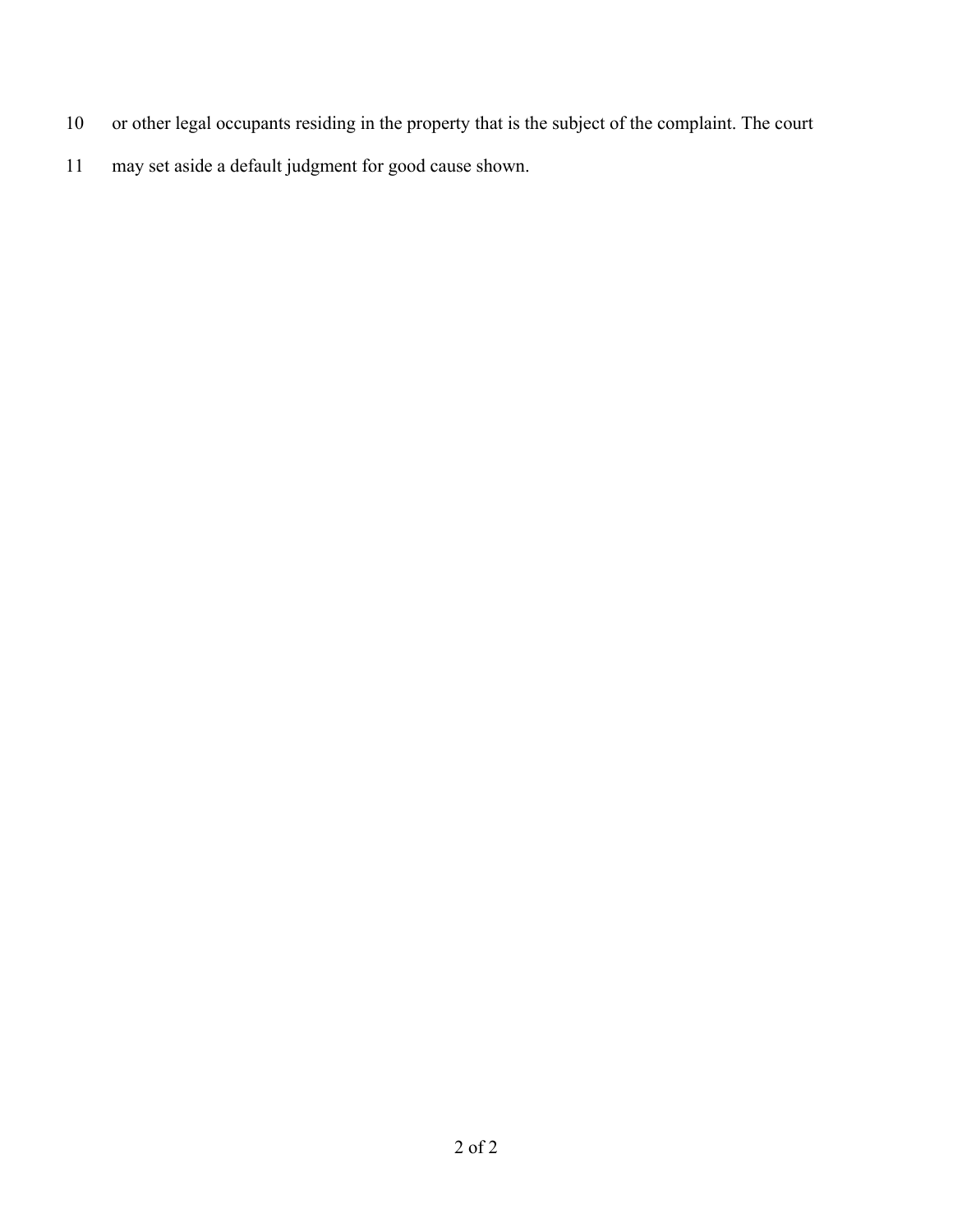or other legal occupants residing in the property that is the subject of the complaint. The court may set aside a default judgment for good cause shown.